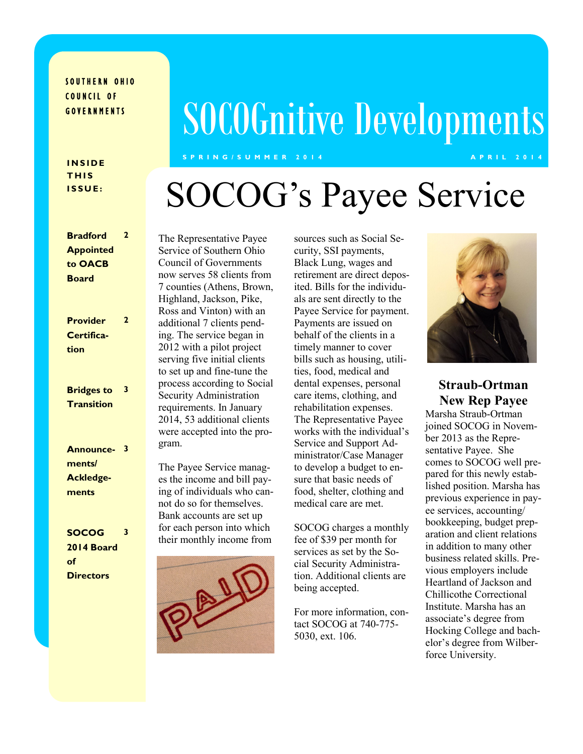SOUTHERN OHIO COUNCIL OF GOVERNMENTS

# SOCOGnitive Developments

SPRING/SUMMER 2014 — APRIL 2014

**INSIDE THIS ISSUE:**

| | |
|---|---|
| Bradford Appointed to OACB Board | 2 |
| Provider Certification | 2 |
| Bridges to Transition | 3 |
| Announcements/ Ackledgements | 3 |
| SOCOG 2014 Board of Directors | 3 |

## SOCOG's Payee Service

The Representative Payee Service of Southern Ohio Council of Governments now serves 58 clients from 7 counties (Athens, Brown, Highland, Jackson, Pike, Ross and Vinton) with an additional 7 clients pending. The service began in 2012 with a pilot project serving five initial clients to set up and fine-tune the process according to Social Security Administration requirements. In January 2014, 53 additional clients were accepted into the program.

The Payee Service manages the income and bill paying of individuals who cannot do so for themselves. Bank accounts are set up for each person into which their monthly income from sources such as Social Security, SSI payments, Black Lung, wages and retirement are direct deposited. Bills for the individuals are sent directly to the Payee Service for payment. Payments are issued on behalf of the clients in a timely manner to cover bills such as housing, utilities, food, medical and dental expenses, personal care items, clothing, and rehabilitation expenses. The Representative Payee works with the individual's Service and Support Administrator/Case Manager to develop a budget to ensure that basic needs of food, shelter, clothing and medical care are met.

SOCOG charges a monthly fee of $39 per month for services as set by the Social Security Administration. Additional clients are being accepted.

For more information, contact SOCOG at 740-775-5030, ext. 106.

### Straub-Ortman New Rep Payee

Marsha Straub-Ortman joined SOCOG in November 2013 as the Representative Payee. She comes to SOCOG well prepared for this newly established position. Marsha has previous experience in payee services, accounting/ bookkeeping, budget preparation and client relations in addition to many other business related skills. Previous employers include Heartland of Jackson and Chillicothe Correctional Institute. Marsha has an associate's degree from Hocking College and bachelor's degree from Wilberforce University.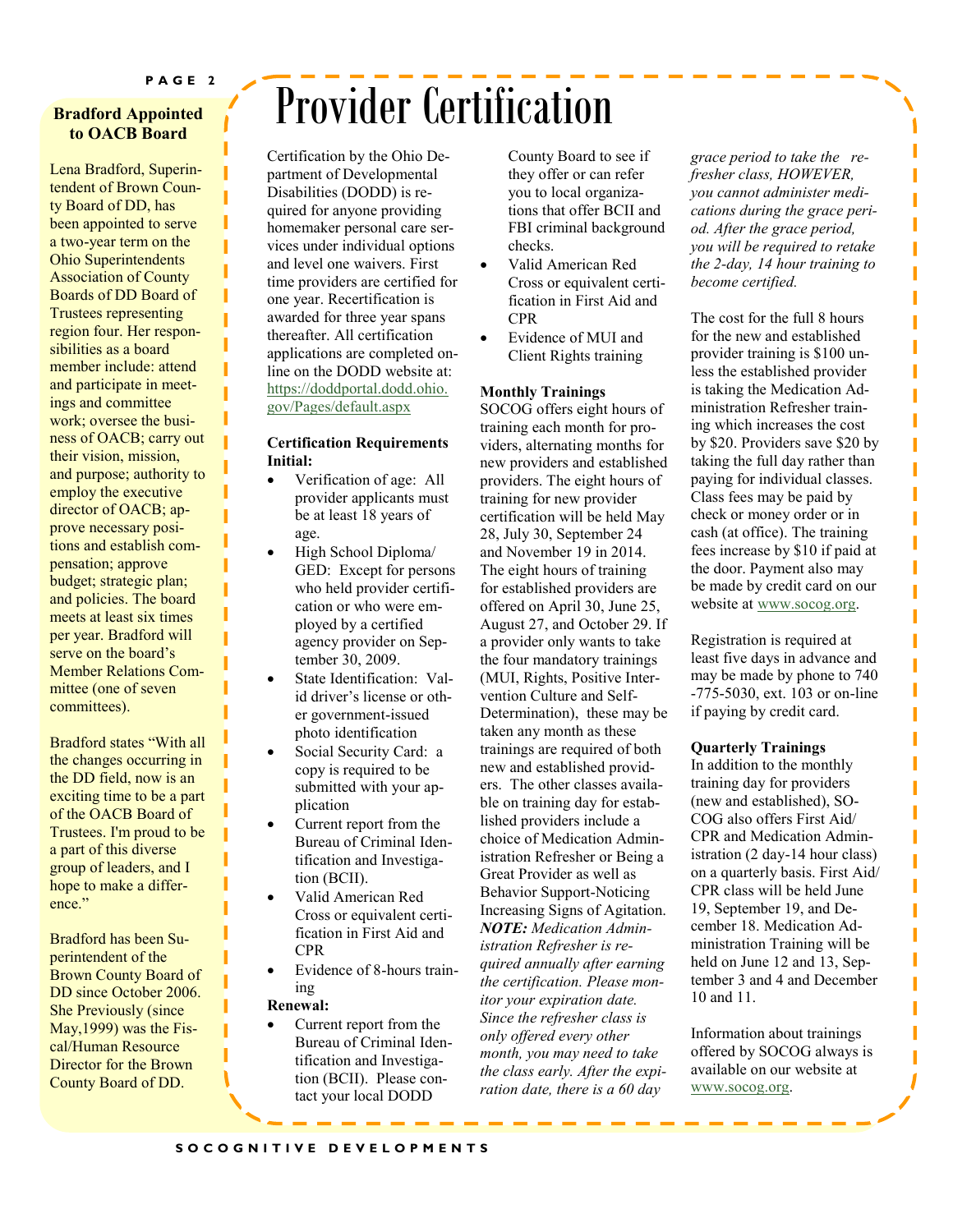## Bradford Appointed to OACB Board

Lena Bradford, Superintendent of Brown County Board of DD, has been appointed to serve a two-year term on the Ohio Superintendents Association of County Boards of DD Board of Trustees representing region four. Her responsibilities as a board member include: attend and participate in meetings and committee work; oversee the business of OACB; carry out their vision, mission, and purpose; authority to employ the executive director of OACB; approve necessary positions and establish compensation; approve budget; strategic plan; and policies. The board meets at least six times per year. Bradford will serve on the board's Member Relations Committee (one of seven committees).

Bradford states "With all the changes occurring in the DD field, now is an exciting time to be a part of the OACB Board of Trustees. I'm proud to be a part of this diverse group of leaders, and I hope to make a difference."

Bradford has been Superintendent of the Brown County Board of DD since October 2006. She Previously (since May,1999) was the Fiscal/Human Resource Director for the Brown County Board of DD.

# Provider Certification

Certification by the Ohio Department of Developmental Disabilities (DODD) is required for anyone providing homemaker personal care services under individual options and level one waivers. First time providers are certified for one year. Recertification is awarded for three year spans thereafter. All certification applications are completed online on the DODD website at: https://doddportal.dodd.ohio.gov/Pages/default.aspx

**Certification Requirements**
**Initial:**

- Verification of age: All provider applicants must be at least 18 years of age.
- High School Diploma/ GED: Except for persons who held provider certification or who were employed by a certified agency provider on September 30, 2009.
- State Identification: Valid driver's license or other government-issued photo identification
- Social Security Card: a copy is required to be submitted with your application
- Current report from the Bureau of Criminal Identification and Investigation (BCII).
- Valid American Red Cross or equivalent certification in First Aid and CPR
- Evidence of 8-hours training

**Renewal:**

- Current report from the Bureau of Criminal Identification and Investigation (BCII). Please contact your local DODD County Board to see if they offer or can refer you to local organizations that offer BCII and FBI criminal background checks.
- Valid American Red Cross or equivalent certification in First Aid and CPR
- Evidence of MUI and Client Rights training

**Monthly Trainings**
SOCOG offers eight hours of training each month for providers, alternating months for new providers and established providers. The eight hours of training for new provider certification will be held May 28, July 30, September 24 and November 19 in 2014. The eight hours of training for established providers are offered on April 30, June 25, August 27, and October 29. If a provider only wants to take the four mandatory trainings (MUI, Rights, Positive Intervention Culture and Self-Determination), these may be taken any month as these trainings are required of both new and established providers. The other classes available on training day for established providers include a choice of Medication Administration Refresher or Being a Great Provider as well as Behavior Support-Noticing Increasing Signs of Agitation. ***NOTE:*** *Medication Administration Refresher is required annually after earning the certification. Please monitor your expiration date. Since the refresher class is only offered every other month, you may need to take the class early. After the expiration date, there is a 60 day grace period to take the refresher class, HOWEVER, you cannot administer medications during the grace period. After the grace period, you will be required to retake the 2-day, 14 hour training to become certified.*

The cost for the full 8 hours for the new and established provider training is $100 unless the established provider is taking the Medication Administration Refresher training which increases the cost by $20. Providers save $20 by taking the full day rather than paying for individual classes. Class fees may be paid by check or money order or in cash (at office). The training fees increase by $10 if paid at the door. Payment also may be made by credit card on our website at www.socog.org.

Registration is required at least five days in advance and may be made by phone to 740-775-5030, ext. 103 or on-line if paying by credit card.

**Quarterly Trainings**
In addition to the monthly training day for providers (new and established), SOCOG also offers First Aid/ CPR and Medication Administration (2 day-14 hour class) on a quarterly basis. First Aid/ CPR class will be held June 19, September 19, and December 18. Medication Administration Training will be held on June 12 and 13, September 3 and 4 and December 10 and 11.

Information about trainings offered by SOCOG always is available on our website at www.socog.org.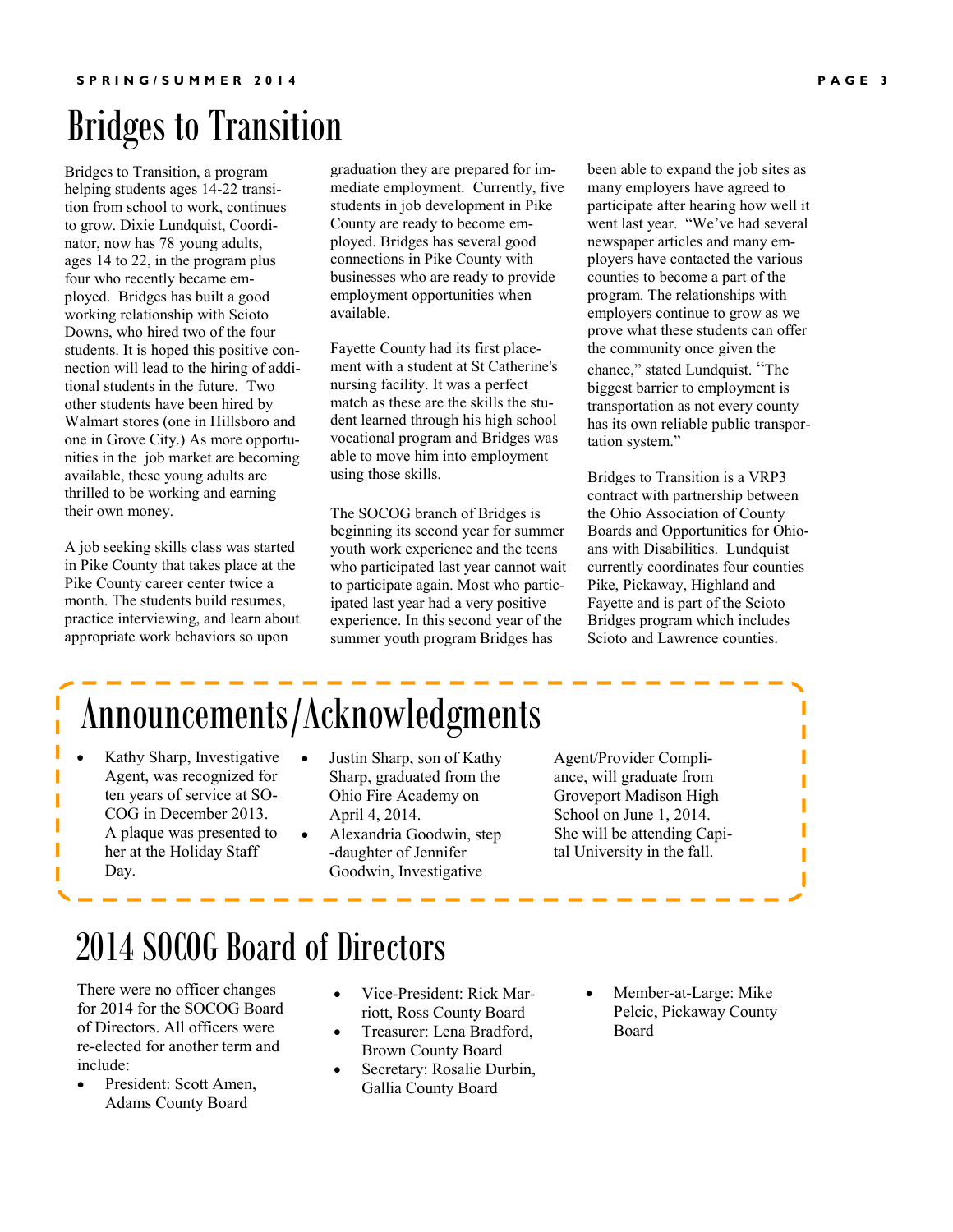# Bridges to Transition

Bridges to Transition, a program helping students ages 14-22 transition from school to work, continues to grow. Dixie Lundquist, Coordinator, now has 78 young adults, ages 14 to 22, in the program plus four who recently became employed. Bridges has built a good working relationship with Scioto Downs, who hired two of the four students. It is hoped this positive connection will lead to the hiring of additional students in the future. Two other students have been hired by Walmart stores (one in Hillsboro and one in Grove City.) As more opportunities in the job market are becoming available, these young adults are thrilled to be working and earning their own money.

A job seeking skills class was started in Pike County that takes place at the Pike County career center twice a month. The students build resumes, practice interviewing, and learn about appropriate work behaviors so upon graduation they are prepared for immediate employment. Currently, five students in job development in Pike County are ready to become employed. Bridges has several good connections in Pike County with businesses who are ready to provide employment opportunities when available.

Fayette County had its first placement with a student at St Catherine's nursing facility. It was a perfect match as these are the skills the student learned through his high school vocational program and Bridges was able to move him into employment using those skills.

The SOCOG branch of Bridges is beginning its second year for summer youth work experience and the teens who participated last year cannot wait to participate again. Most who participated last year had a very positive experience. In this second year of the summer youth program Bridges has been able to expand the job sites as many employers have agreed to participate after hearing how well it went last year. "We've had several newspaper articles and many employers have contacted the various counties to become a part of the program. The relationships with employers continue to grow as we prove what these students can offer the community once given the chance," stated Lundquist. "The biggest barrier to employment is transportation as not every county has its own reliable public transportation system."

Bridges to Transition is a VRP3 contract with partnership between the Ohio Association of County Boards and Opportunities for Ohioans with Disabilities. Lundquist currently coordinates four counties Pike, Pickaway, Highland and Fayette and is part of the Scioto Bridges program which includes Scioto and Lawrence counties.

# Announcements/Acknowledgments

- Kathy Sharp, Investigative Agent, was recognized for ten years of service at SOCOG in December 2013. A plaque was presented to her at the Holiday Staff Day.
- Justin Sharp, son of Kathy Sharp, graduated from the Ohio Fire Academy on April 4, 2014.
- Alexandria Goodwin, step-daughter of Jennifer Goodwin, Investigative Agent/Provider Compliance, will graduate from Groveport Madison High School on June 1, 2014. She will be attending Capital University in the fall.

# 2014 SOCOG Board of Directors

There were no officer changes for 2014 for the SOCOG Board of Directors. All officers were re-elected for another term and include:

- President: Scott Amen, Adams County Board
- Vice-President: Rick Marriott, Ross County Board
- Treasurer: Lena Bradford, Brown County Board
- Secretary: Rosalie Durbin, Gallia County Board
- Member-at-Large: Mike Pelcic, Pickaway County Board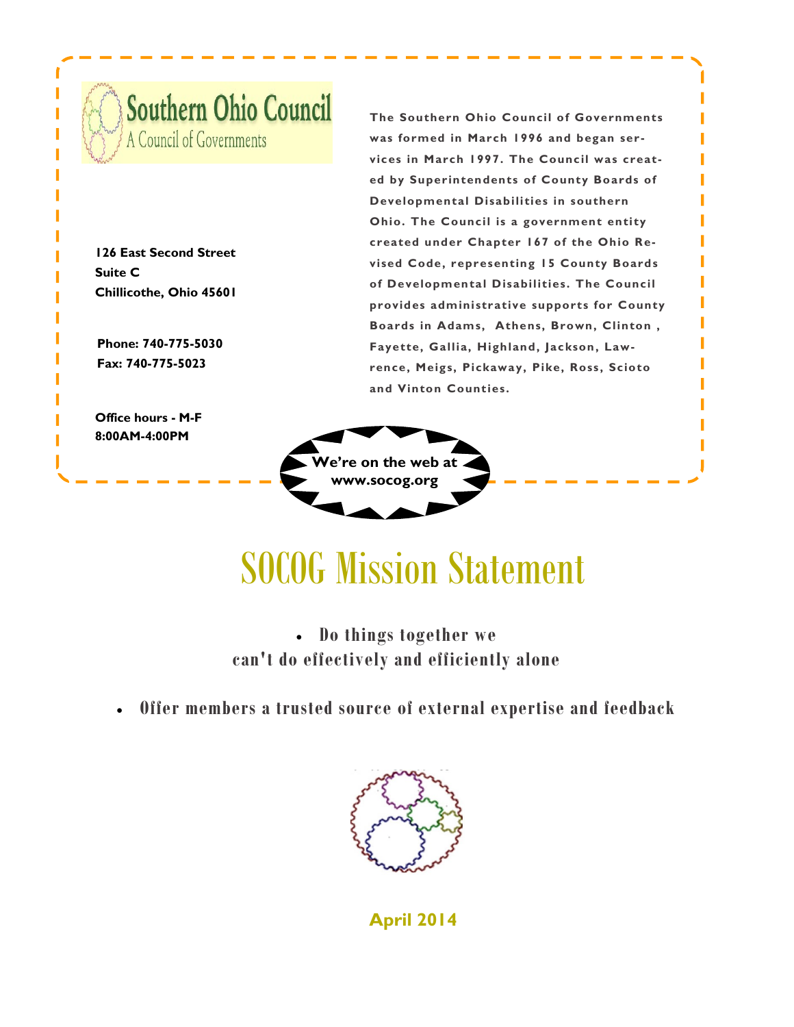**Southern Ohio Council**
A Council of Governments

**126 East Second Street**
**Suite C**
**Chillicothe, Ohio 45601**

**Phone: 740-775-5030**
**Fax: 740-775-5023**

**Office hours - M-F**
**8:00AM-4:00PM**

**The Southern Ohio Council of Governments was formed in March 1996 and began services in March 1997. The Council was created by Superintendents of County Boards of Developmental Disabilities in southern Ohio. The Council is a government entity created under Chapter 167 of the Ohio Revised Code, representing 15 County Boards of Developmental Disabilities. The Council provides administrative supports for County Boards in Adams, Athens, Brown, Clinton, Fayette, Gallia, Highland, Jackson, Lawrence, Meigs, Pickaway, Pike, Ross, Scioto and Vinton Counties.**

**We're on the web at www.socog.org**

# SOCOG Mission Statement

- **Do things together we can't do effectively and efficiently alone**
- **Offer members a trusted source of external expertise and feedback**

**April 2014**